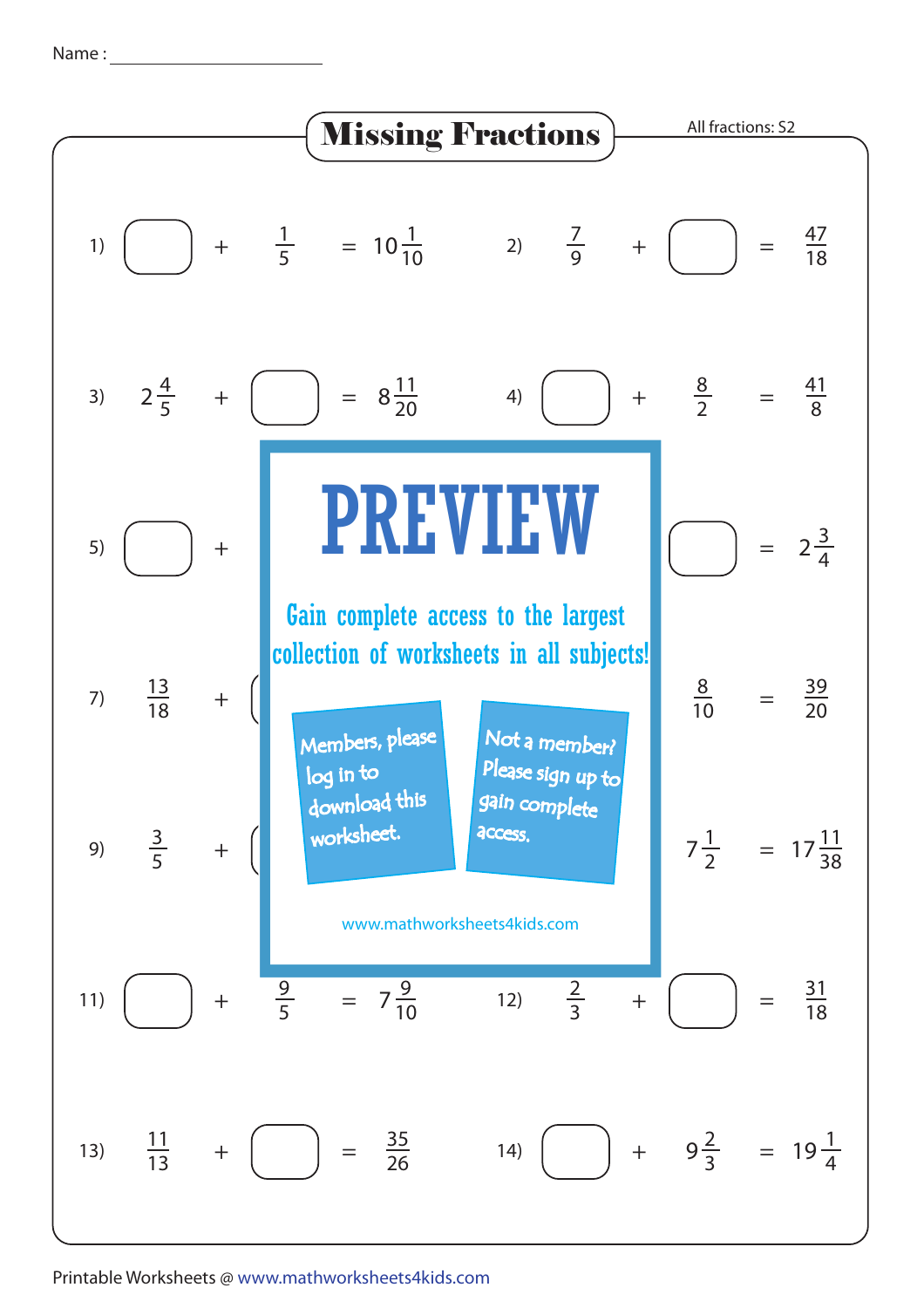Name : ________________________

# Missing Fractions

All fractions: S2

1) $\square + \frac{1}{5} = 10\frac{1}{10}$

2) $\frac{7}{9} + \square = \frac{47}{18}$

3) $2\frac{4}{5} + \square = 8\frac{11}{20}$

4) $\square + \frac{8}{2} = \frac{41}{8}$

5) $\square +$ ... $\square = 2\frac{3}{4}$

7) $\frac{13}{18} +$ ... $\frac{8}{10} = \frac{39}{20}$

9) $\frac{3}{5} +$ ... $7\frac{1}{2} = 17\frac{11}{38}$

11) $\square + \frac{9}{5} = 7\frac{9}{10}$

12) $\frac{2}{3} + \square = \frac{31}{18}$

13) $\frac{11}{13} + \square = \frac{35}{26}$

14) $\square + 9\frac{2}{3} = 19\frac{1}{4}$

**PREVIEW**

Gain complete access to the largest collection of worksheets in all subjects!

Members, please log in to download this worksheet.

Not a member? Please sign up to gain complete access.

www.mathworksheets4kids.com

Printable Worksheets @ www.mathworksheets4kids.com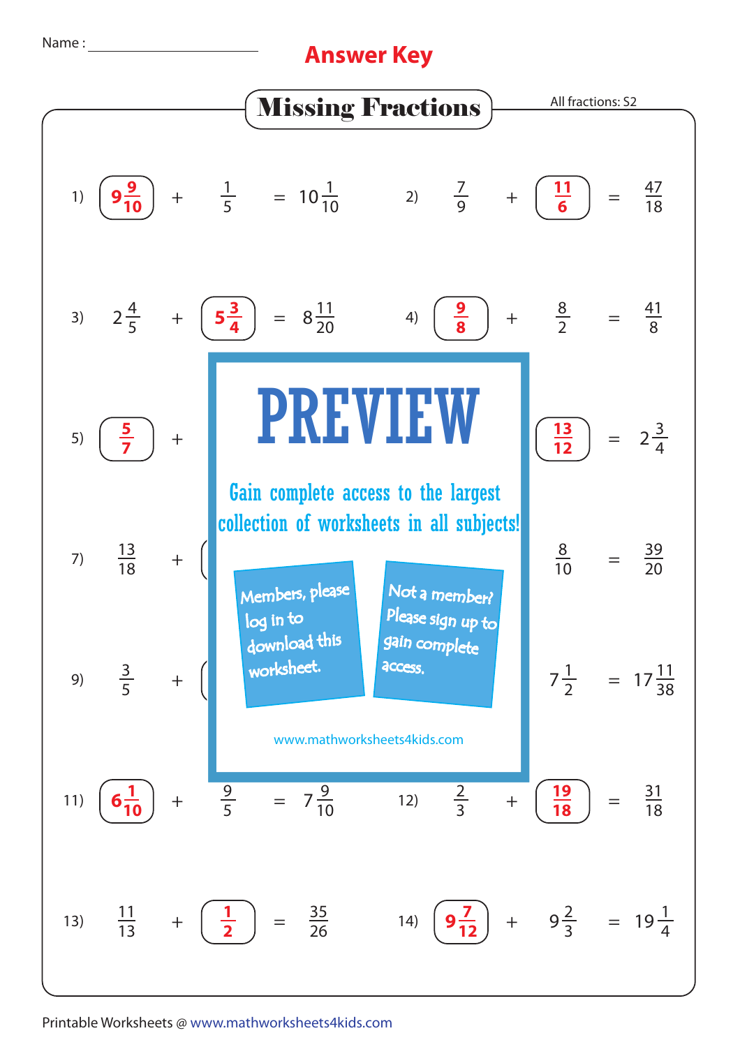Name : ____________________

# Answer Key

## Missing Fractions

All fractions: S2

1) $9\frac{9}{10}$ + $\frac{1}{5}$ = $10\frac{1}{10}$

2) $\frac{7}{9}$ + $\frac{11}{6}$ = $\frac{47}{18}$

3) $2\frac{4}{5}$ + $5\frac{3}{4}$ = $8\frac{11}{20}$

4) $\frac{9}{8}$ + $\frac{8}{2}$ = $\frac{41}{8}$

5) $\frac{5}{7}$ +

$\frac{13}{12}$ = $2\frac{3}{4}$

7) $\frac{13}{18}$ +

$\frac{8}{10}$ = $\frac{39}{20}$

9) $\frac{3}{5}$ +

$7\frac{1}{2}$ = $17\frac{11}{38}$

PREVIEW

Gain complete access to the largest collection of worksheets in all subjects!

Members, please log in to download this worksheet.

Not a member? Please sign up to gain complete access.

www.mathworksheets4kids.com

11) $6\frac{1}{10}$ + $\frac{9}{5}$ = $7\frac{9}{10}$

12) $\frac{2}{3}$ + $\frac{19}{18}$ = $\frac{31}{18}$

13) $\frac{11}{13}$ + $\frac{1}{2}$ = $\frac{35}{26}$

14) $9\frac{7}{12}$ + $9\frac{2}{3}$ = $19\frac{1}{4}$

Printable Worksheets @ www.mathworksheets4kids.com